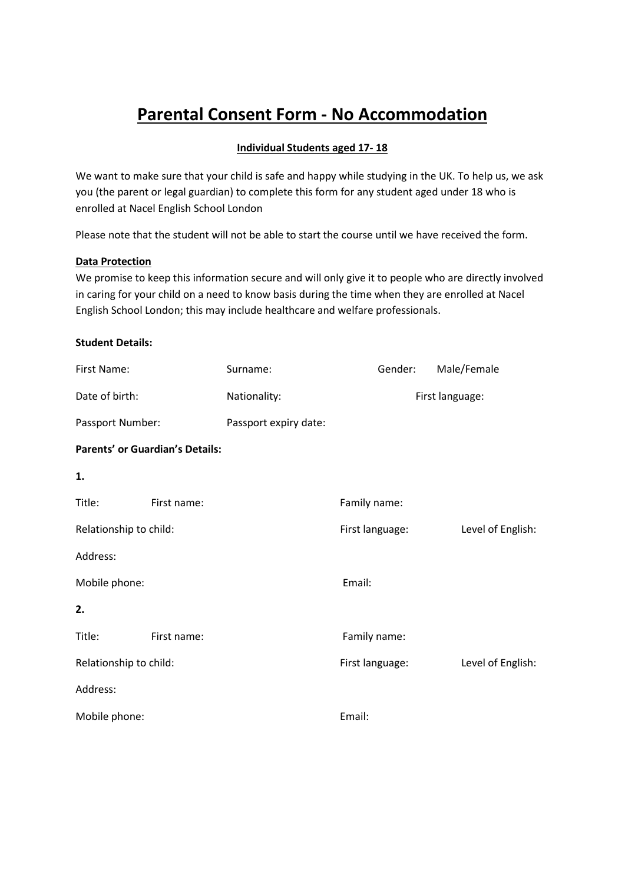# Parental Consent Form - No Accommodation

**Individual Students aged 17- 18**

We want to make sure that your child is safe and happy while studying in the UK. To help us, we ask you (the parent or legal guardian) to complete this form for any student aged under 18 who is enrolled at Nacel English School London

Please note that the student will not be able to start the course until we have received the form.

**Data Protection**

We promise to keep this information secure and will only give it to people who are directly involved in caring for your child on a need to know basis during the time when they are enrolled at Nacel English School London; this may include healthcare and welfare professionals.

**Student Details:**

First Name: Surname: Gender: Male/Female

Date of birth: Nationality: First language:

Passport Number: Passport expiry date:

**Parents' or Guardian's Details:**

**1.**

Title: First name: Family name:

Relationship to child: First language: Level of English:

Address:

Mobile phone: Email:

**2.**

Title: First name: Family name:

Relationship to child: First language: Level of English:

Address:

Mobile phone: Email: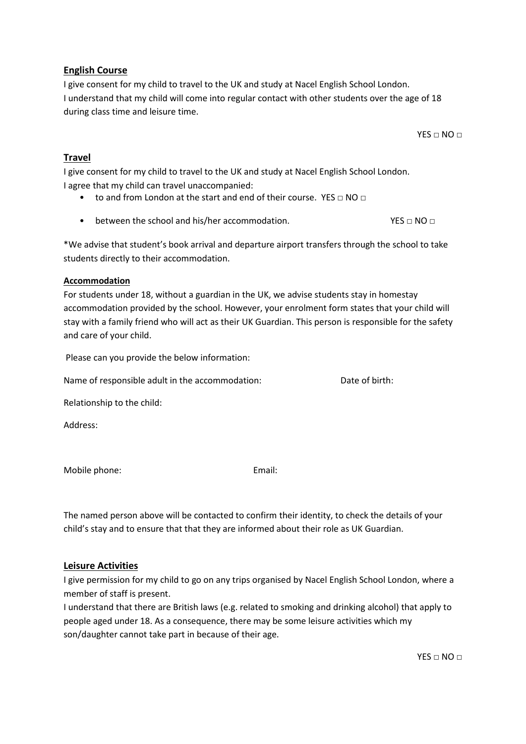## English Course

I give consent for my child to travel to the UK and study at Nacel English School London.
I understand that my child will come into regular contact with other students over the age of 18 during class time and leisure time.

YES □ NO □

## Travel

I give consent for my child to travel to the UK and study at Nacel English School London.
I agree that my child can travel unaccompanied:

- to and from London at the start and end of their course. YES □ NO □
- between the school and his/her accommodation. YES □ NO □

*We advise that student's book arrival and departure airport transfers through the school to take students directly to their accommodation.

### Accommodation

For students under 18, without a guardian in the UK, we advise students stay in homestay accommodation provided by the school. However, your enrolment form states that your child will stay with a family friend who will act as their UK Guardian. This person is responsible for the safety and care of your child.

Please can you provide the below information:

Name of responsible adult in the accommodation: Date of birth:

Relationship to the child:

Address:

Mobile phone: Email:

The named person above will be contacted to confirm their identity, to check the details of your child's stay and to ensure that that they are informed about their role as UK Guardian.

## Leisure Activities

I give permission for my child to go on any trips organised by Nacel English School London, where a member of staff is present.
I understand that there are British laws (e.g. related to smoking and drinking alcohol) that apply to people aged under 18. As a consequence, there may be some leisure activities which my son/daughter cannot take part in because of their age.

YES □ NO □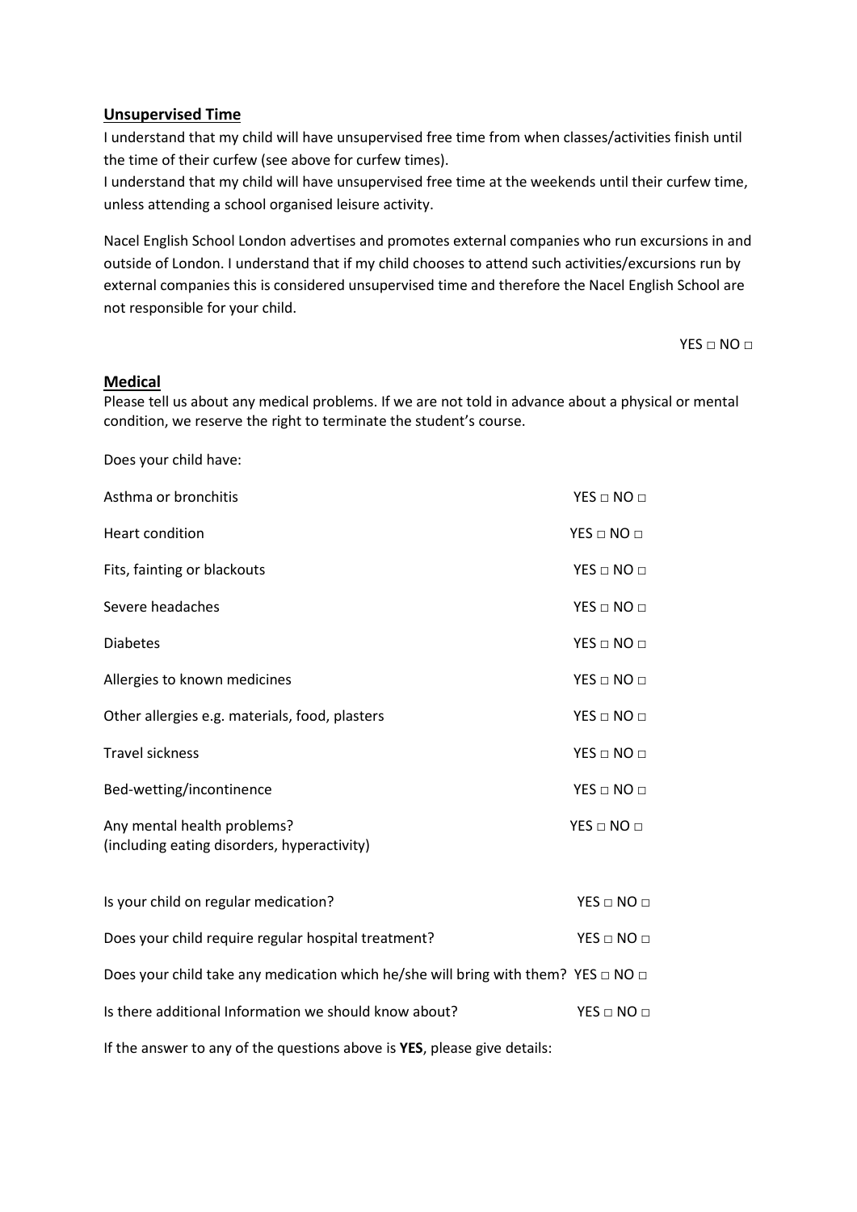## Unsupervised Time

I understand that my child will have unsupervised free time from when classes/activities finish until the time of their curfew (see above for curfew times).

I understand that my child will have unsupervised free time at the weekends until their curfew time, unless attending a school organised leisure activity.

Nacel English School London advertises and promotes external companies who run excursions in and outside of London. I understand that if my child chooses to attend such activities/excursions run by external companies this is considered unsupervised time and therefore the Nacel English School are not responsible for your child.

YES □ NO □

## Medical

Please tell us about any medical problems. If we are not told in advance about a physical or mental condition, we reserve the right to terminate the student's course.

Does your child have:

| | |
|---|---|
| Asthma or bronchitis | YES □ NO □ |
| Heart condition | YES □ NO □ |
| Fits, fainting or blackouts | YES □ NO □ |
| Severe headaches | YES □ NO □ |
| Diabetes | YES □ NO □ |
| Allergies to known medicines | YES □ NO □ |
| Other allergies e.g. materials, food, plasters | YES □ NO □ |
| Travel sickness | YES □ NO □ |
| Bed-wetting/incontinence | YES □ NO □ |
| Any mental health problems? (including eating disorders, hyperactivity) | YES □ NO □ |
| Is your child on regular medication? | YES □ NO □ |
| Does your child require regular hospital treatment? | YES □ NO □ |
| Does your child take any medication which he/she will bring with them? | YES □ NO □ |
| Is there additional Information we should know about? | YES □ NO □ |

If the answer to any of the questions above is **YES**, please give details: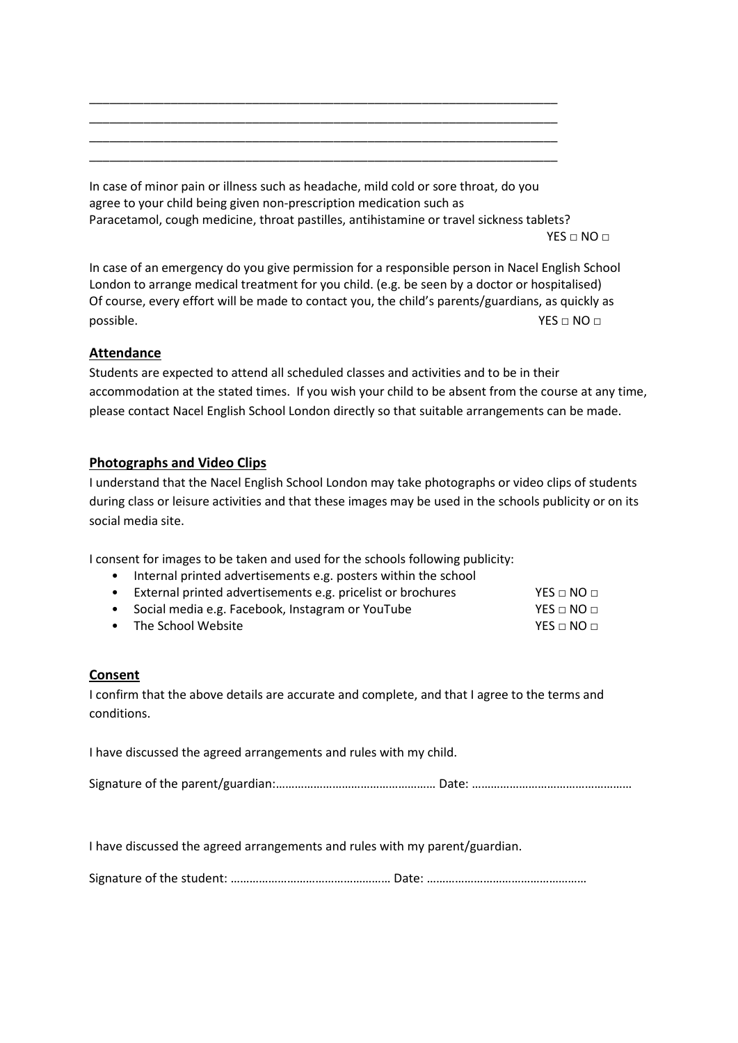______________________________________________________________________
______________________________________________________________________
______________________________________________________________________
______________________________________________________________________

In case of minor pain or illness such as headache, mild cold or sore throat, do you agree to your child being given non-prescription medication such as Paracetamol, cough medicine, throat pastilles, antihistamine or travel sickness tablets?
YES □ NO □

In case of an emergency do you give permission for a responsible person in Nacel English School London to arrange medical treatment for you child. (e.g. be seen by a doctor or hospitalised) Of course, every effort will be made to contact you, the child's parents/guardians, as quickly as possible. YES □ NO □

## Attendance

Students are expected to attend all scheduled classes and activities and to be in their accommodation at the stated times. If you wish your child to be absent from the course at any time, please contact Nacel English School London directly so that suitable arrangements can be made.

## Photographs and Video Clips

I understand that the Nacel English School London may take photographs or video clips of students during class or leisure activities and that these images may be used in the schools publicity or on its social media site.

I consent for images to be taken and used for the schools following publicity:

- Internal printed advertisements e.g. posters within the school
- External printed advertisements e.g. pricelist or brochures YES □ NO □
- Social media e.g. Facebook, Instagram or YouTube YES □ NO □
- The School Website YES □ NO □

## Consent

I confirm that the above details are accurate and complete, and that I agree to the terms and conditions.

I have discussed the agreed arrangements and rules with my child.

Signature of the parent/guardian:…………………………………………… Date: ……………………………………………

I have discussed the agreed arrangements and rules with my parent/guardian.

Signature of the student: …………………………………………… Date: ……………………………………………